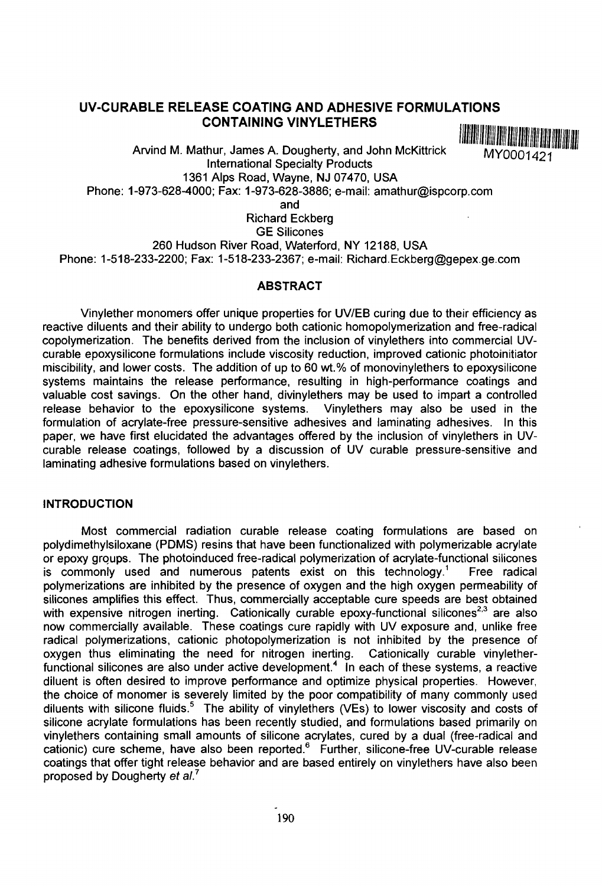# UV-CURABLE RELEASE COATING AND ADHESIVE FORMULATIONS CONTAINING VINYLETHERS

MY0001421

Arvind M. Mathur, James A. Dougherty, and John McKittrick
International Specialty Products
1361 Alps Road, Wayne, NJ 07470, USA
Phone: 1-973-628-4000; Fax: 1-973-628-3886; e-mail: amathur@ispcorp.com

and

Richard Eckberg
GE Silicones
260 Hudson River Road, Waterford, NY 12188, USA
Phone: 1-518-233-2200; Fax: 1-518-233-2367; e-mail: Richard.Eckberg@gepex.ge.com

## ABSTRACT

Vinylether monomers offer unique properties for UV/EB curing due to their efficiency as reactive diluents and their ability to undergo both cationic homopolymerization and free-radical copolymerization. The benefits derived from the inclusion of vinylethers into commercial UV-curable epoxysilicone formulations include viscosity reduction, improved cationic photoinitiator miscibility, and lower costs. The addition of up to 60 wt.% of monovinylethers to epoxysilicone systems maintains the release performance, resulting in high-performance coatings and valuable cost savings. On the other hand, divinylethers may be used to impart a controlled release behavior to the epoxysilicone systems. Vinylethers may also be used in the formulation of acrylate-free pressure-sensitive adhesives and laminating adhesives. In this paper, we have first elucidated the advantages offered by the inclusion of vinylethers in UV-curable release coatings, followed by a discussion of UV curable pressure-sensitive and laminating adhesive formulations based on vinylethers.

## INTRODUCTION

Most commercial radiation curable release coating formulations are based on polydimethylsiloxane (PDMS) resins that have been functionalized with polymerizable acrylate or epoxy groups. The photoinduced free-radical polymerization of acrylate-functional silicones is commonly used and numerous patents exist on this technology.[1] Free radical polymerizations are inhibited by the presence of oxygen and the high oxygen permeability of silicones amplifies this effect. Thus, commercially acceptable cure speeds are best obtained with expensive nitrogen inerting. Cationically curable epoxy-functional silicones[2,3] are also now commercially available. These coatings cure rapidly with UV exposure and, unlike free radical polymerizations, cationic photopolymerization is not inhibited by the presence of oxygen thus eliminating the need for nitrogen inerting. Cationically curable vinylether-functional silicones are also under active development.[4] In each of these systems, a reactive diluent is often desired to improve performance and optimize physical properties. However, the choice of monomer is severely limited by the poor compatibility of many commonly used diluents with silicone fluids.[5] The ability of vinylethers (VEs) to lower viscosity and costs of silicone acrylate formulations has been recently studied, and formulations based primarily on vinylethers containing small amounts of silicone acrylates, cured by a dual (free-radical and cationic) cure scheme, have also been reported.[6] Further, silicone-free UV-curable release coatings that offer tight release behavior and are based entirely on vinylethers have also been proposed by Dougherty *et al.*[7]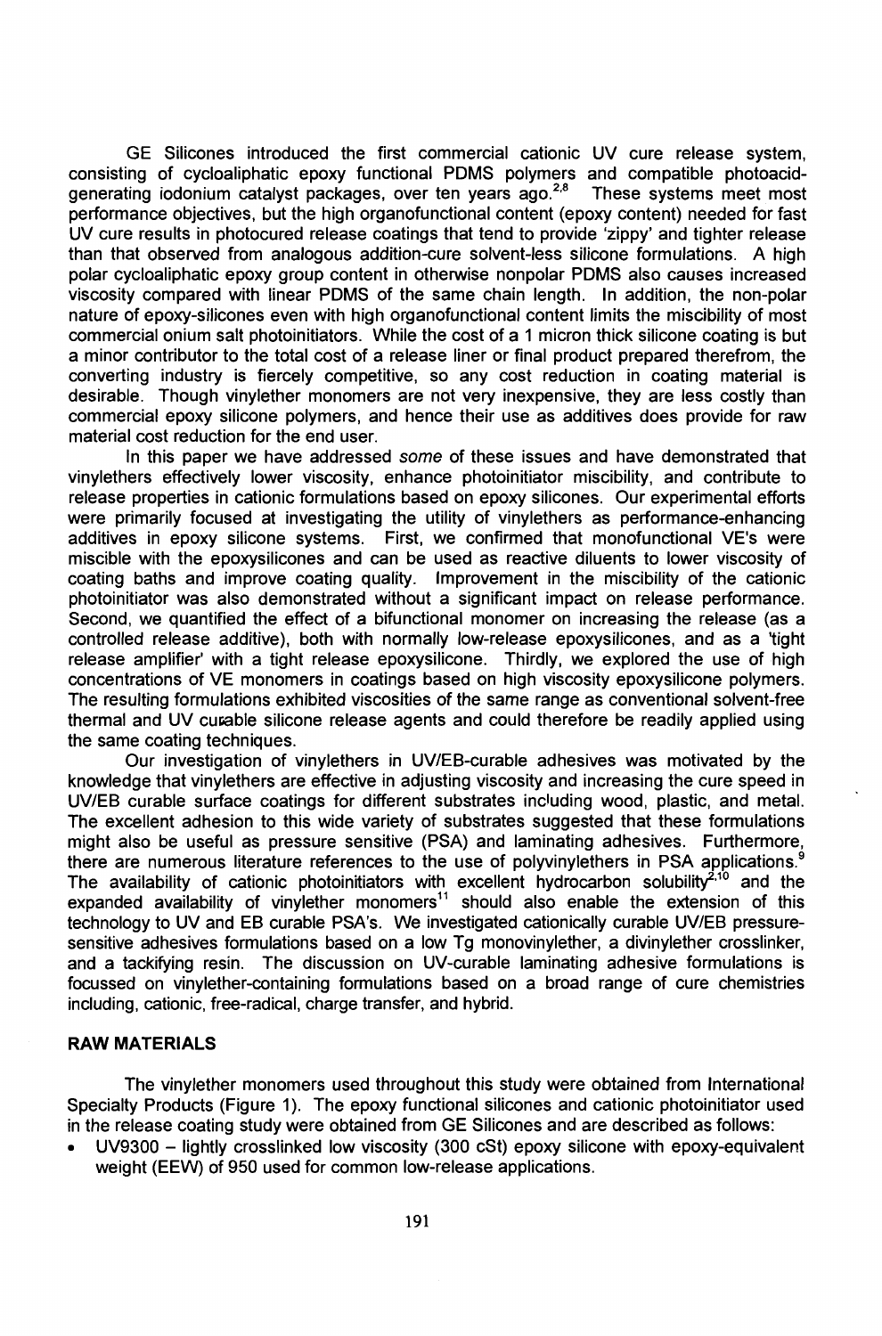GE Silicones introduced the first commercial cationic UV cure release system, consisting of cycloaliphatic epoxy functional PDMS polymers and compatible photoacid-generating iodonium catalyst packages, over ten years ago.[2,8] These systems meet most performance objectives, but the high organofunctional content (epoxy content) needed for fast UV cure results in photocured release coatings that tend to provide 'zippy' and tighter release than that observed from analogous addition-cure solvent-less silicone formulations. A high polar cycloaliphatic epoxy group content in otherwise nonpolar PDMS also causes increased viscosity compared with linear PDMS of the same chain length. In addition, the non-polar nature of epoxy-silicones even with high organofunctional content limits the miscibility of most commercial onium salt photoinitiators. While the cost of a 1 micron thick silicone coating is but a minor contributor to the total cost of a release liner or final product prepared therefrom, the converting industry is fiercely competitive, so any cost reduction in coating material is desirable. Though vinylether monomers are not very inexpensive, they are less costly than commercial epoxy silicone polymers, and hence their use as additives does provide for raw material cost reduction for the end user.

In this paper we have addressed *some* of these issues and have demonstrated that vinylethers effectively lower viscosity, enhance photoinitiator miscibility, and contribute to release properties in cationic formulations based on epoxy silicones. Our experimental efforts were primarily focused at investigating the utility of vinylethers as performance-enhancing additives in epoxy silicone systems. First, we confirmed that monofunctional VE's were miscible with the epoxysilicones and can be used as reactive diluents to lower viscosity of coating baths and improve coating quality. Improvement in the miscibility of the cationic photoinitiator was also demonstrated without a significant impact on release performance. Second, we quantified the effect of a bifunctional monomer on increasing the release (as a controlled release additive), both with normally low-release epoxysilicones, and as a 'tight release amplifier' with a tight release epoxysilicone. Thirdly, we explored the use of high concentrations of VE monomers in coatings based on high viscosity epoxysilicone polymers. The resulting formulations exhibited viscosities of the same range as conventional solvent-free thermal and UV curable silicone release agents and could therefore be readily applied using the same coating techniques.

Our investigation of vinylethers in UV/EB-curable adhesives was motivated by the knowledge that vinylethers are effective in adjusting viscosity and increasing the cure speed in UV/EB curable surface coatings for different substrates including wood, plastic, and metal. The excellent adhesion to this wide variety of substrates suggested that these formulations might also be useful as pressure sensitive (PSA) and laminating adhesives. Furthermore, there are numerous literature references to the use of polyvinylethers in PSA applications.[9] The availability of cationic photoinitiators with excellent hydrocarbon solubility[2,10] and the expanded availability of vinylether monomers[11] should also enable the extension of this technology to UV and EB curable PSA's. We investigated cationically curable UV/EB pressure-sensitive adhesives formulations based on a low Tg monovinylether, a divinylether crosslinker, and a tackifying resin. The discussion on UV-curable laminating adhesive formulations is focussed on vinylether-containing formulations based on a broad range of cure chemistries including, cationic, free-radical, charge transfer, and hybrid.

## RAW MATERIALS

The vinylether monomers used throughout this study were obtained from International Specialty Products (Figure 1). The epoxy functional silicones and cationic photoinitiator used in the release coating study were obtained from GE Silicones and are described as follows:

- UV9300 – lightly crosslinked low viscosity (300 cSt) epoxy silicone with epoxy-equivalent weight (EEW) of 950 used for common low-release applications.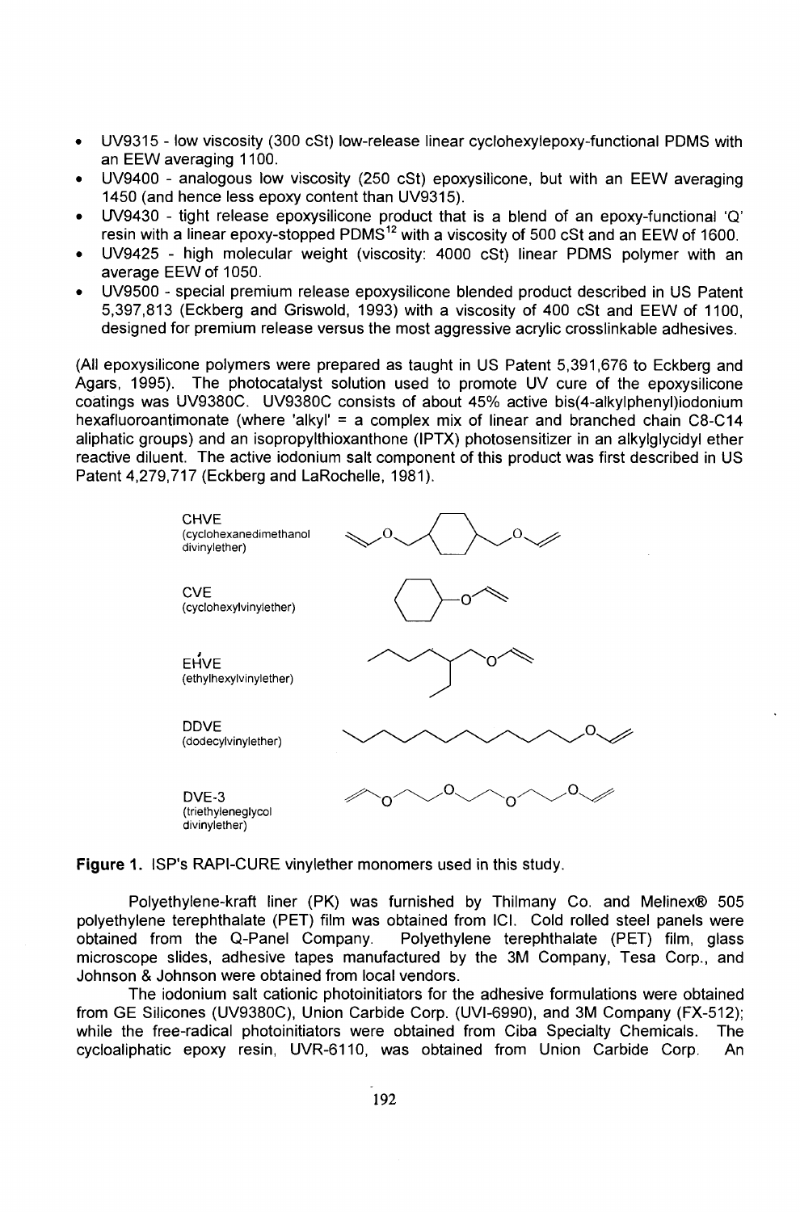- UV9315 - low viscosity (300 cSt) low-release linear cyclohexylepoxy-functional PDMS with an EEW averaging 1100.
- UV9400 - analogous low viscosity (250 cSt) epoxysilicone, but with an EEW averaging 1450 (and hence less epoxy content than UV9315).
- UV9430 - tight release epoxysilicone product that is a blend of an epoxy-functional 'Q' resin with a linear epoxy-stopped PDMS[12] with a viscosity of 500 cSt and an EEW of 1600.
- UV9425 - high molecular weight (viscosity: 4000 cSt) linear PDMS polymer with an average EEW of 1050.
- UV9500 - special premium release epoxysilicone blended product described in US Patent 5,397,813 (Eckberg and Griswold, 1993) with a viscosity of 400 cSt and EEW of 1100, designed for premium release versus the most aggressive acrylic crosslinkable adhesives.

(All epoxysilicone polymers were prepared as taught in US Patent 5,391,676 to Eckberg and Agars, 1995). The photocatalyst solution used to promote UV cure of the epoxysilicone coatings was UV9380C. UV9380C consists of about 45% active bis(4-alkylphenyl)iodonium hexafluoroantimonate (where 'alkyl' = a complex mix of linear and branched chain C8-C14 aliphatic groups) and an isopropylthioxanthone (IPTX) photosensitizer in an alkylglycidyl ether reactive diluent. The active iodonium salt component of this product was first described in US Patent 4,279,717 (Eckberg and LaRochelle, 1981).

CHVE (cyclohexanedimethanol divinylether)

CVE (cyclohexylvinylether)

EHVE (ethylhexylvinylether)

DDVE (dodecylvinylether)

DVE-3 (triethyleneglycol divinylether)

**Figure 1.** ISP's RAPI-CURE vinylether monomers used in this study.

Polyethylene-kraft liner (PK) was furnished by Thilmany Co. and Melinex® 505 polyethylene terephthalate (PET) film was obtained from ICI. Cold rolled steel panels were obtained from the Q-Panel Company. Polyethylene terephthalate (PET) film, glass microscope slides, adhesive tapes manufactured by the 3M Company, Tesa Corp., and Johnson & Johnson were obtained from local vendors.

The iodonium salt cationic photoinitiators for the adhesive formulations were obtained from GE Silicones (UV9380C), Union Carbide Corp. (UVI-6990), and 3M Company (FX-512); while the free-radical photoinitiators were obtained from Ciba Specialty Chemicals. The cycloaliphatic epoxy resin, UVR-6110, was obtained from Union Carbide Corp. An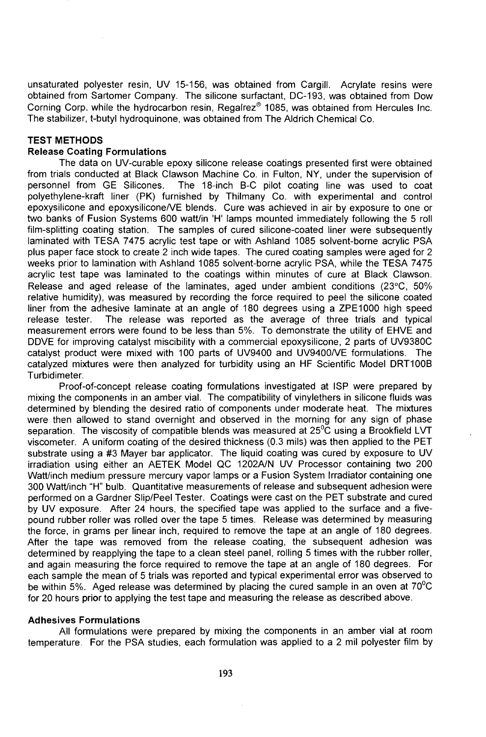unsaturated polyester resin, UV 15-156, was obtained from Cargill. Acrylate resins were obtained from Sartomer Company. The silicone surfactant, DC-193, was obtained from Dow Corning Corp. while the hydrocarbon resin, Regalrez® 1085, was obtained from Hercules Inc. The stabilizer, t-butyl hydroquinone, was obtained from The Aldrich Chemical Co.

## TEST METHODS

### Release Coating Formulations

The data on UV-curable epoxy silicone release coatings presented first were obtained from trials conducted at Black Clawson Machine Co. in Fulton, NY, under the supervision of personnel from GE Silicones. The 18-inch B-C pilot coating line was used to coat polyethylene-kraft liner (PK) furnished by Thilmany Co. with experimental and control epoxysilicone and epoxysilicone/VE blends. Cure was achieved in air by exposure to one or two banks of Fusion Systems 600 watt/in 'H' lamps mounted immediately following the 5 roll film-splitting coating station. The samples of cured silicone-coated liner were subsequently laminated with TESA 7475 acrylic test tape or with Ashland 1085 solvent-borne acrylic PSA plus paper face stock to create 2 inch wide tapes. The cured coating samples were aged for 2 weeks prior to lamination with Ashland 1085 solvent-borne acrylic PSA, while the TESA 7475 acrylic test tape was laminated to the coatings within minutes of cure at Black Clawson. Release and aged release of the laminates, aged under ambient conditions (23°C, 50% relative humidity), was measured by recording the force required to peel the silicone coated liner from the adhesive laminate at an angle of 180 degrees using a ZPE1000 high speed release tester. The release was reported as the average of three trials and typical measurement errors were found to be less than 5%. To demonstrate the utility of EHVE and DDVE for improving catalyst miscibility with a commercial epoxysilicone, 2 parts of UV9380C catalyst product were mixed with 100 parts of UV9400 and UV9400/VE formulations. The catalyzed mixtures were then analyzed for turbidity using an HF Scientific Model DRT100B Turbidimeter.

Proof-of-concept release coating formulations investigated at ISP were prepared by mixing the components in an amber vial. The compatibility of vinylethers in silicone fluids was determined by blending the desired ratio of components under moderate heat. The mixtures were then allowed to stand overnight and observed in the morning for any sign of phase separation. The viscosity of compatible blends was measured at 25°C using a Brookfield LVT viscometer. A uniform coating of the desired thickness (0.3 mils) was then applied to the PET substrate using a #3 Mayer bar applicator. The liquid coating was cured by exposure to UV irradiation using either an AETEK Model QC 1202A/N UV Processor containing two 200 Watt/inch medium pressure mercury vapor lamps or a Fusion System Irradiator containing one 300 Watt/inch "H" bulb. Quantitative measurements of release and subsequent adhesion were performed on a Gardner Slip/Peel Tester. Coatings were cast on the PET substrate and cured by UV exposure. After 24 hours, the specified tape was applied to the surface and a five-pound rubber roller was rolled over the tape 5 times. Release was determined by measuring the force, in grams per linear inch, required to remove the tape at an angle of 180 degrees. After the tape was removed from the release coating, the subsequent adhesion was determined by reapplying the tape to a clean steel panel, rolling 5 times with the rubber roller, and again measuring the force required to remove the tape at an angle of 180 degrees. For each sample the mean of 5 trials was reported and typical experimental error was observed to be within 5%. Aged release was determined by placing the cured sample in an oven at 70°C for 20 hours prior to applying the test tape and measuring the release as described above.

### Adhesives Formulations

All formulations were prepared by mixing the components in an amber vial at room temperature. For the PSA studies, each formulation was applied to a 2 mil polyester film by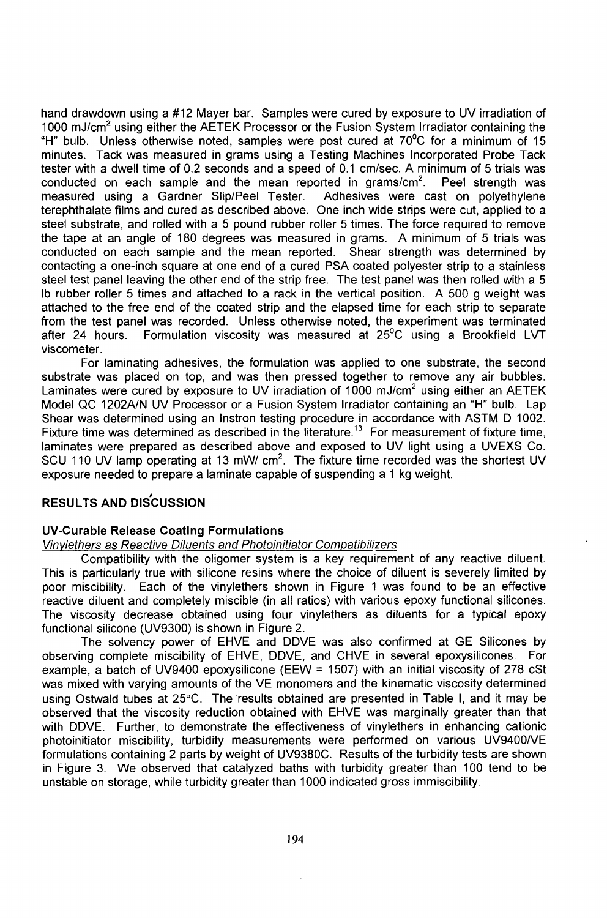hand drawdown using a #12 Mayer bar. Samples were cured by exposure to UV irradiation of 1000 mJ/cm$^2$ using either the AETEK Processor or the Fusion System Irradiator containing the "H" bulb. Unless otherwise noted, samples were post cured at 70$^0$C for a minimum of 15 minutes. Tack was measured in grams using a Testing Machines Incorporated Probe Tack tester with a dwell time of 0.2 seconds and a speed of 0.1 cm/sec. A minimum of 5 trials was conducted on each sample and the mean reported in grams/cm$^2$. Peel strength was measured using a Gardner Slip/Peel Tester. Adhesives were cast on polyethylene terephthalate films and cured as described above. One inch wide strips were cut, applied to a steel substrate, and rolled with a 5 pound rubber roller 5 times. The force required to remove the tape at an angle of 180 degrees was measured in grams. A minimum of 5 trials was conducted on each sample and the mean reported. Shear strength was determined by contacting a one-inch square at one end of a cured PSA coated polyester strip to a stainless steel test panel leaving the other end of the strip free. The test panel was then rolled with a 5 lb rubber roller 5 times and attached to a rack in the vertical position. A 500 g weight was attached to the free end of the coated strip and the elapsed time for each strip to separate from the test panel was recorded. Unless otherwise noted, the experiment was terminated after 24 hours. Formulation viscosity was measured at 25$^0$C using a Brookfield LVT viscometer.

For laminating adhesives, the formulation was applied to one substrate, the second substrate was placed on top, and was then pressed together to remove any air bubbles. Laminates were cured by exposure to UV irradiation of 1000 mJ/cm$^2$ using either an AETEK Model QC 1202A/N UV Processor or a Fusion System Irradiator containing an "H" bulb. Lap Shear was determined using an Instron testing procedure in accordance with ASTM D 1002. Fixture time was determined as described in the literature.[13] For measurement of fixture time, laminates were prepared as described above and exposed to UV light using a UVEXS Co. SCU 110 UV lamp operating at 13 mW/ cm$^2$. The fixture time recorded was the shortest UV exposure needed to prepare a laminate capable of suspending a 1 kg weight.

## RESULTS AND DISCUSSION

### UV-Curable Release Coating Formulations

*Vinylethers as Reactive Diluents and Photoinitiator Compatibilizers*

Compatibility with the oligomer system is a key requirement of any reactive diluent. This is particularly true with silicone resins where the choice of diluent is severely limited by poor miscibility. Each of the vinylethers shown in Figure 1 was found to be an effective reactive diluent and completely miscible (in all ratios) with various epoxy functional silicones. The viscosity decrease obtained using four vinylethers as diluents for a typical epoxy functional silicone (UV9300) is shown in Figure 2.

The solvency power of EHVE and DDVE was also confirmed at GE Silicones by observing complete miscibility of EHVE, DDVE, and CHVE in several epoxysilicones. For example, a batch of UV9400 epoxysilicone (EEW = 1507) with an initial viscosity of 278 cSt was mixed with varying amounts of the VE monomers and the kinematic viscosity determined using Ostwald tubes at 25°C. The results obtained are presented in Table I, and it may be observed that the viscosity reduction obtained with EHVE was marginally greater than that with DDVE. Further, to demonstrate the effectiveness of vinylethers in enhancing cationic photoinitiator miscibility, turbidity measurements were performed on various UV9400/VE formulations containing 2 parts by weight of UV9380C. Results of the turbidity tests are shown in Figure 3. We observed that catalyzed baths with turbidity greater than 100 tend to be unstable on storage, while turbidity greater than 1000 indicated gross immiscibility.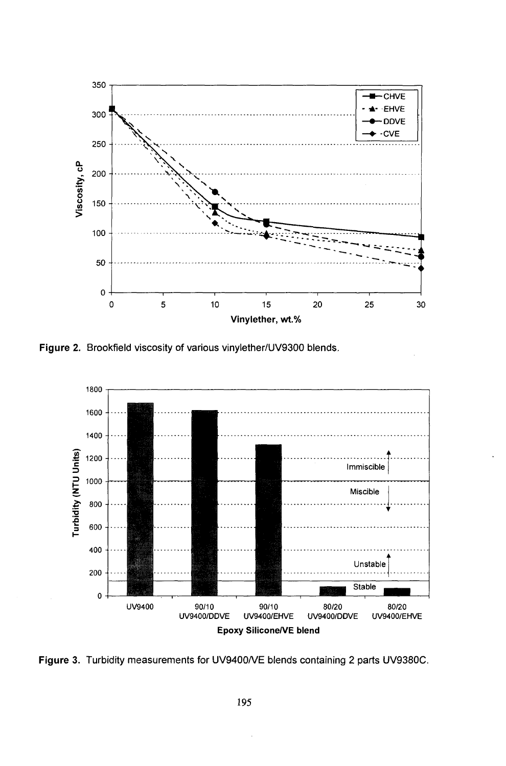Figure 2. Brookfield viscosity of various vinylether/UV9300 blends.

Figure 3. Turbidity measurements for UV9400/VE blends containing 2 parts UV9380C.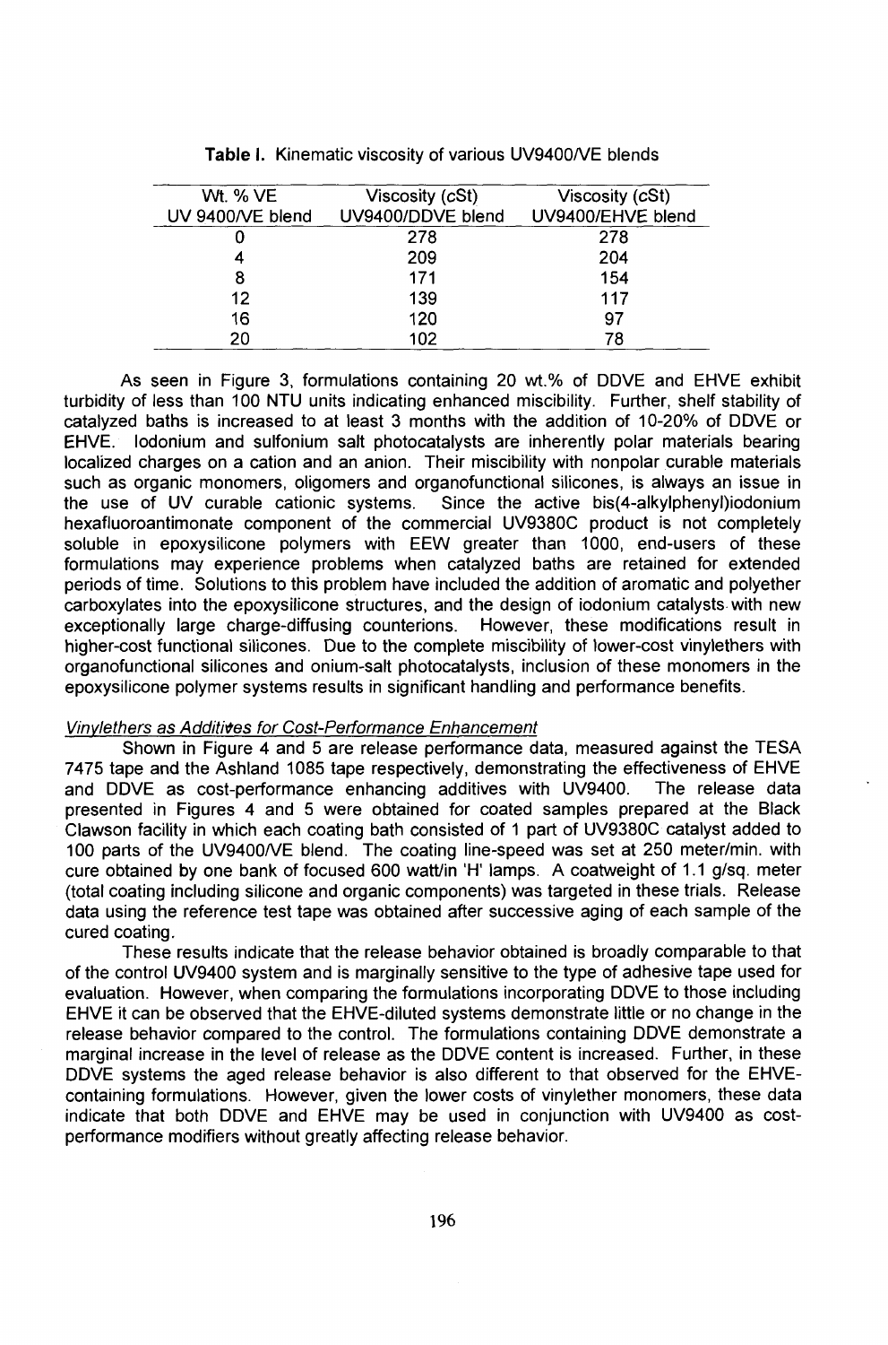**Table I.** Kinematic viscosity of various UV9400/VE blends

| Wt. % VE UV 9400/VE blend | Viscosity (cSt) UV9400/DDVE blend | Viscosity (cSt) UV9400/EHVE blend |
|---|---|---|
| 0 | 278 | 278 |
| 4 | 209 | 204 |
| 8 | 171 | 154 |
| 12 | 139 | 117 |
| 16 | 120 | 97 |
| 20 | 102 | 78 |

As seen in Figure 3, formulations containing 20 wt.% of DDVE and EHVE exhibit turbidity of less than 100 NTU units indicating enhanced miscibility. Further, shelf stability of catalyzed baths is increased to at least 3 months with the addition of 10-20% of DDVE or EHVE. Iodonium and sulfonium salt photocatalysts are inherently polar materials bearing localized charges on a cation and an anion. Their miscibility with nonpolar curable materials such as organic monomers, oligomers and organofunctional silicones, is always an issue in the use of UV curable cationic systems. Since the active bis(4-alkylphenyl)iodonium hexafluoroantimonate component of the commercial UV9380C product is not completely soluble in epoxysilicone polymers with EEW greater than 1000, end-users of these formulations may experience problems when catalyzed baths are retained for extended periods of time. Solutions to this problem have included the addition of aromatic and polyether carboxylates into the epoxysilicone structures, and the design of iodonium catalysts with new exceptionally large charge-diffusing counterions. However, these modifications result in higher-cost functional silicones. Due to the complete miscibility of lower-cost vinylethers with organofunctional silicones and onium-salt photocatalysts, inclusion of these monomers in the epoxysilicone polymer systems results in significant handling and performance benefits.

*Vinylethers as Additives for Cost-Performance Enhancement*

Shown in Figure 4 and 5 are release performance data, measured against the TESA 7475 tape and the Ashland 1085 tape respectively, demonstrating the effectiveness of EHVE and DDVE as cost-performance enhancing additives with UV9400. The release data presented in Figures 4 and 5 were obtained for coated samples prepared at the Black Clawson facility in which each coating bath consisted of 1 part of UV9380C catalyst added to 100 parts of the UV9400/VE blend. The coating line-speed was set at 250 meter/min. with cure obtained by one bank of focused 600 watt/in 'H' lamps. A coatweight of 1.1 g/sq. meter (total coating including silicone and organic components) was targeted in these trials. Release data using the reference test tape was obtained after successive aging of each sample of the cured coating.

These results indicate that the release behavior obtained is broadly comparable to that of the control UV9400 system and is marginally sensitive to the type of adhesive tape used for evaluation. However, when comparing the formulations incorporating DDVE to those including EHVE it can be observed that the EHVE-diluted systems demonstrate little or no change in the release behavior compared to the control. The formulations containing DDVE demonstrate a marginal increase in the level of release as the DDVE content is increased. Further, in these DDVE systems the aged release behavior is also different to that observed for the EHVE-containing formulations. However, given the lower costs of vinylether monomers, these data indicate that both DDVE and EHVE may be used in conjunction with UV9400 as cost-performance modifiers without greatly affecting release behavior.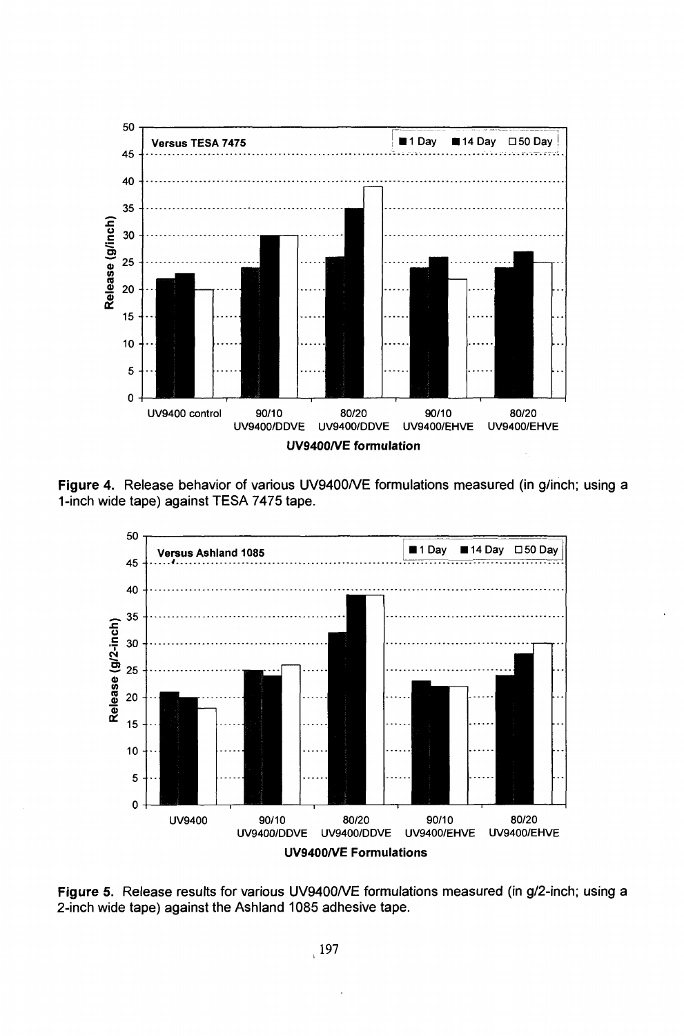Figure 4. Release behavior of various UV9400/VE formulations measured (in g/inch; using a 1-inch wide tape) against TESA 7475 tape.

Figure 5. Release results for various UV9400/VE formulations measured (in g/2-inch; using a 2-inch wide tape) against the Ashland 1085 adhesive tape.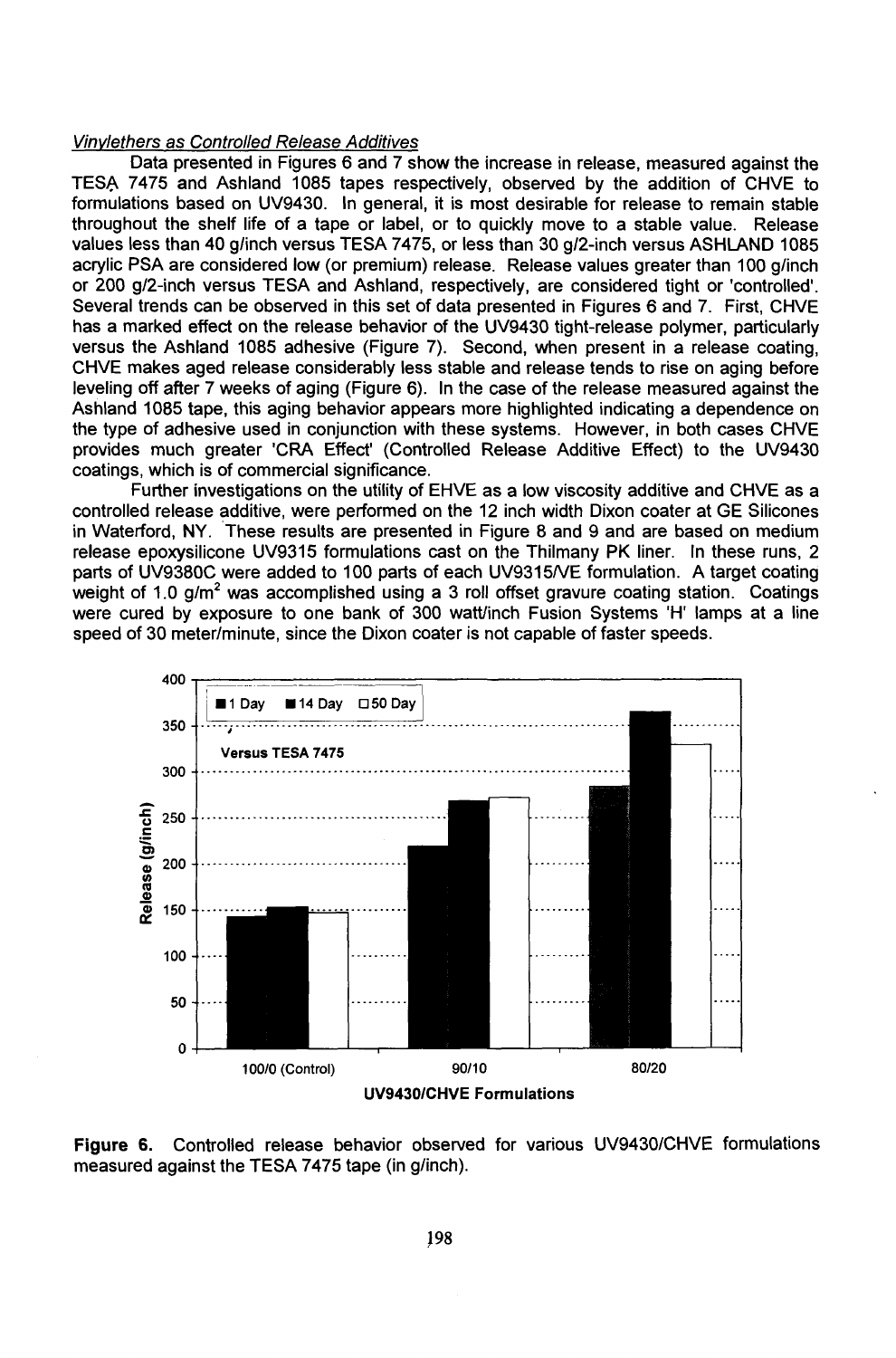*Vinylethers as Controlled Release Additives*

Data presented in Figures 6 and 7 show the increase in release, measured against the TESA 7475 and Ashland 1085 tapes respectively, observed by the addition of CHVE to formulations based on UV9430. In general, it is most desirable for release to remain stable throughout the shelf life of a tape or label, or to quickly move to a stable value. Release values less than 40 g/inch versus TESA 7475, or less than 30 g/2-inch versus ASHLAND 1085 acrylic PSA are considered low (or premium) release. Release values greater than 100 g/inch or 200 g/2-inch versus TESA and Ashland, respectively, are considered tight or 'controlled'. Several trends can be observed in this set of data presented in Figures 6 and 7. First, CHVE has a marked effect on the release behavior of the UV9430 tight-release polymer, particularly versus the Ashland 1085 adhesive (Figure 7). Second, when present in a release coating, CHVE makes aged release considerably less stable and release tends to rise on aging before leveling off after 7 weeks of aging (Figure 6). In the case of the release measured against the Ashland 1085 tape, this aging behavior appears more highlighted indicating a dependence on the type of adhesive used in conjunction with these systems. However, in both cases CHVE provides much greater 'CRA Effect' (Controlled Release Additive Effect) to the UV9430 coatings, which is of commercial significance.

Further investigations on the utility of EHVE as a low viscosity additive and CHVE as a controlled release additive, were performed on the 12 inch width Dixon coater at GE Silicones in Waterford, NY. These results are presented in Figure 8 and 9 and are based on medium release epoxysilicone UV9315 formulations cast on the Thilmany PK liner. In these runs, 2 parts of UV9380C were added to 100 parts of each UV9315/VE formulation. A target coating weight of 1.0 g/m$^2$ was accomplished using a 3 roll offset gravure coating station. Coatings were cured by exposure to one bank of 300 watt/inch Fusion Systems 'H' lamps at a line speed of 30 meter/minute, since the Dixon coater is not capable of faster speeds.

**Figure 6.** Controlled release behavior observed for various UV9430/CHVE formulations measured against the TESA 7475 tape (in g/inch).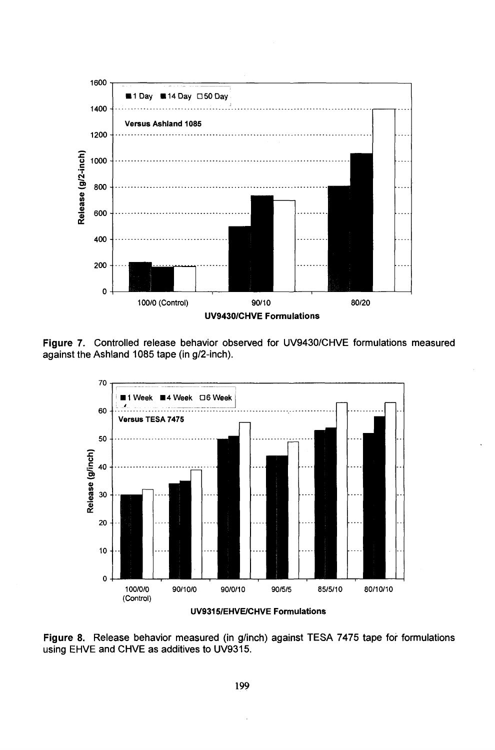Figure 7. Controlled release behavior observed for UV9430/CHVE formulations measured against the Ashland 1085 tape (in g/2-inch).

Figure 8. Release behavior measured (in g/inch) against TESA 7475 tape for formulations using EHVE and CHVE as additives to UV9315.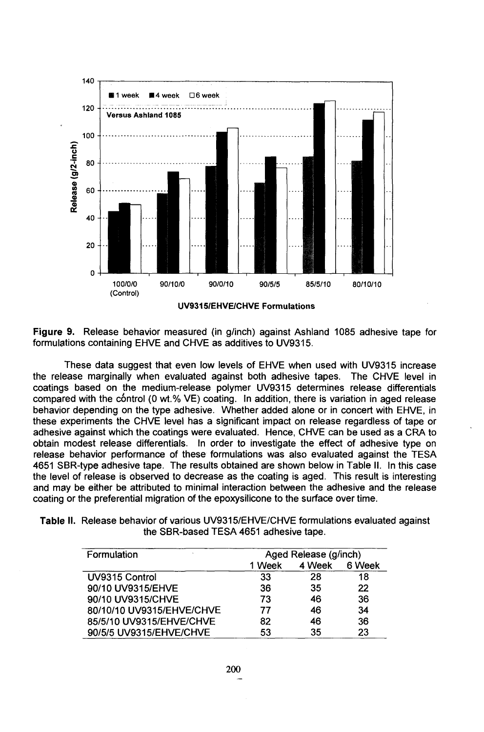**Figure 9.** Release behavior measured (in g/inch) against Ashland 1085 adhesive tape for formulations containing EHVE and CHVE as additives to UV9315.

These data suggest that even low levels of EHVE when used with UV9315 increase the release marginally when evaluated against both adhesive tapes. The CHVE level in coatings based on the medium-release polymer UV9315 determines release differentials compared with the control (0 wt.% VE) coating. In addition, there is variation in aged release behavior depending on the type adhesive. Whether added alone or in concert with EHVE, in these experiments the CHVE level has a significant impact on release regardless of tape or adhesive against which the coatings were evaluated. Hence, CHVE can be used as a CRA to obtain modest release differentials. In order to investigate the effect of adhesive type on release behavior performance of these formulations was also evaluated against the TESA 4651 SBR-type adhesive tape. The results obtained are shown below in Table II. In this case the level of release is observed to decrease as the coating is aged. This result is interesting and may be either be attributed to minimal interaction between the adhesive and the release coating or the preferential migration of the epoxysilicone to the surface over time.

**Table II.** Release behavior of various UV9315/EHVE/CHVE formulations evaluated against the SBR-based TESA 4651 adhesive tape.

| Formulation | Aged Release (g/inch) | | |
|---|---|---|---|
| | 1 Week | 4 Week | 6 Week |
| UV9315 Control | 33 | 28 | 18 |
| 90/10 UV9315/EHVE | 36 | 35 | 22 |
| 90/10 UV9315/CHVE | 73 | 46 | 36 |
| 80/10/10 UV9315/EHVE/CHVE | 77 | 46 | 34 |
| 85/5/10 UV9315/EHVE/CHVE | 82 | 46 | 36 |
| 90/5/5 UV9315/EHVE/CHVE | 53 | 35 | 23 |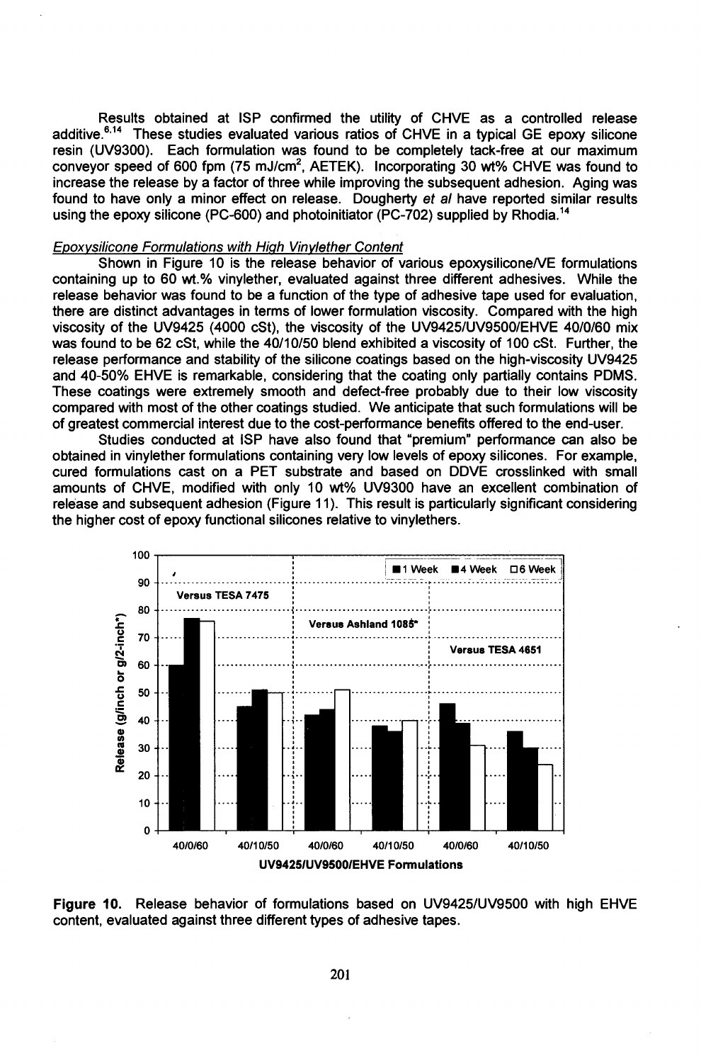Results obtained at ISP confirmed the utility of CHVE as a controlled release additive.[6,14] These studies evaluated various ratios of CHVE in a typical GE epoxy silicone resin (UV9300). Each formulation was found to be completely tack-free at our maximum conveyor speed of 600 fpm (75 mJ/cm$^2$, AETEK). Incorporating 30 wt% CHVE was found to increase the release by a factor of three while improving the subsequent adhesion. Aging was found to have only a minor effect on release. Dougherty *et al* have reported similar results using the epoxy silicone (PC-600) and photoinitiator (PC-702) supplied by Rhodia.[14]

*Epoxysilicone Formulations with High Vinylether Content*

Shown in Figure 10 is the release behavior of various epoxysilicone/VE formulations containing up to 60 wt.% vinylether, evaluated against three different adhesives. While the release behavior was found to be a function of the type of adhesive tape used for evaluation, there are distinct advantages in terms of lower formulation viscosity. Compared with the high viscosity of the UV9425 (4000 cSt), the viscosity of the UV9425/UV9500/EHVE 40/0/60 mix was found to be 62 cSt, while the 40/10/50 blend exhibited a viscosity of 100 cSt. Further, the release performance and stability of the silicone coatings based on the high-viscosity UV9425 and 40-50% EHVE is remarkable, considering that the coating only partially contains PDMS. These coatings were extremely smooth and defect-free probably due to their low viscosity compared with most of the other coatings studied. We anticipate that such formulations will be of greatest commercial interest due to the cost-performance benefits offered to the end-user.

Studies conducted at ISP have also found that "premium" performance can also be obtained in vinylether formulations containing very low levels of epoxy silicones. For example, cured formulations cast on a PET substrate and based on DDVE crosslinked with small amounts of CHVE, modified with only 10 wt% UV9300 have an excellent combination of release and subsequent adhesion (Figure 11). This result is particularly significant considering the higher cost of epoxy functional silicones relative to vinylethers.

Figure 10. Release behavior of formulations based on UV9425/UV9500 with high EHVE content, evaluated against three different types of adhesive tapes.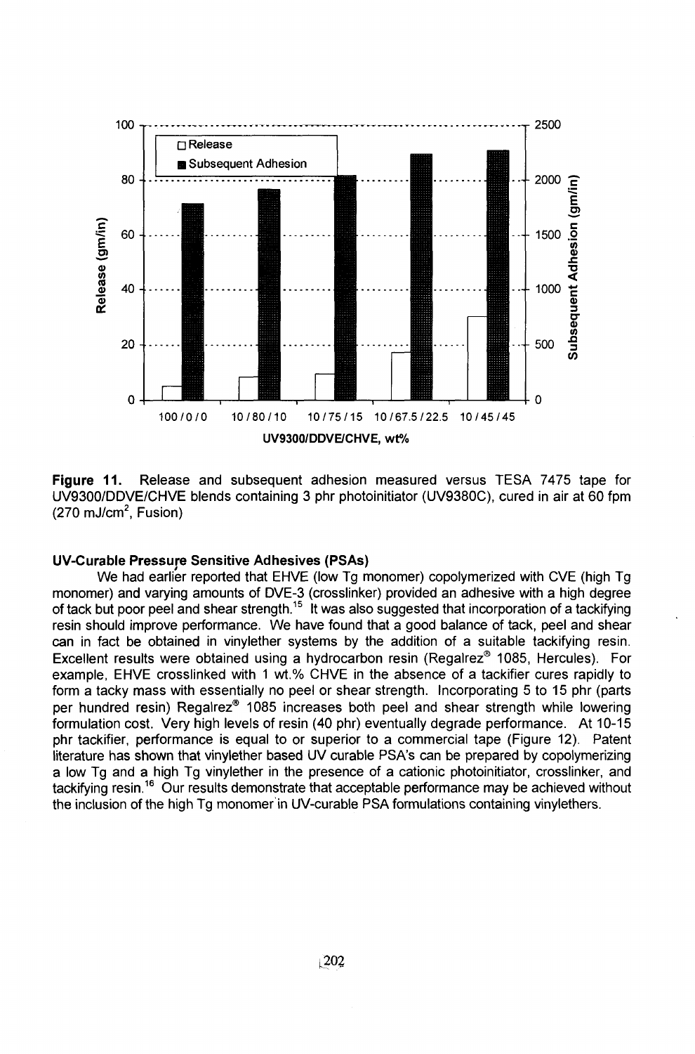**Figure 11.** Release and subsequent adhesion measured versus TESA 7475 tape for UV9300/DDVE/CHVE blends containing 3 phr photoinitiator (UV9380C), cured in air at 60 fpm (270 mJ/cm$^2$, Fusion)

### UV-Curable Pressure Sensitive Adhesives (PSAs)

We had earlier reported that EHVE (low Tg monomer) copolymerized with CVE (high Tg monomer) and varying amounts of DVE-3 (crosslinker) provided an adhesive with a high degree of tack but poor peel and shear strength.[15] It was also suggested that incorporation of a tackifying resin should improve performance. We have found that a good balance of tack, peel and shear can in fact be obtained in vinylether systems by the addition of a suitable tackifying resin. Excellent results were obtained using a hydrocarbon resin (Regalrez® 1085, Hercules). For example, EHVE crosslinked with 1 wt.% CHVE in the absence of a tackifier cures rapidly to form a tacky mass with essentially no peel or shear strength. Incorporating 5 to 15 phr (parts per hundred resin) Regalrez® 1085 increases both peel and shear strength while lowering formulation cost. Very high levels of resin (40 phr) eventually degrade performance. At 10-15 phr tackifier, performance is equal to or superior to a commercial tape (Figure 12). Patent literature has shown that vinylether based UV curable PSA's can be prepared by copolymerizing a low Tg and a high Tg vinylether in the presence of a cationic photoinitiator, crosslinker, and tackifying resin.[16] Our results demonstrate that acceptable performance may be achieved without the inclusion of the high Tg monomer in UV-curable PSA formulations containing vinylethers.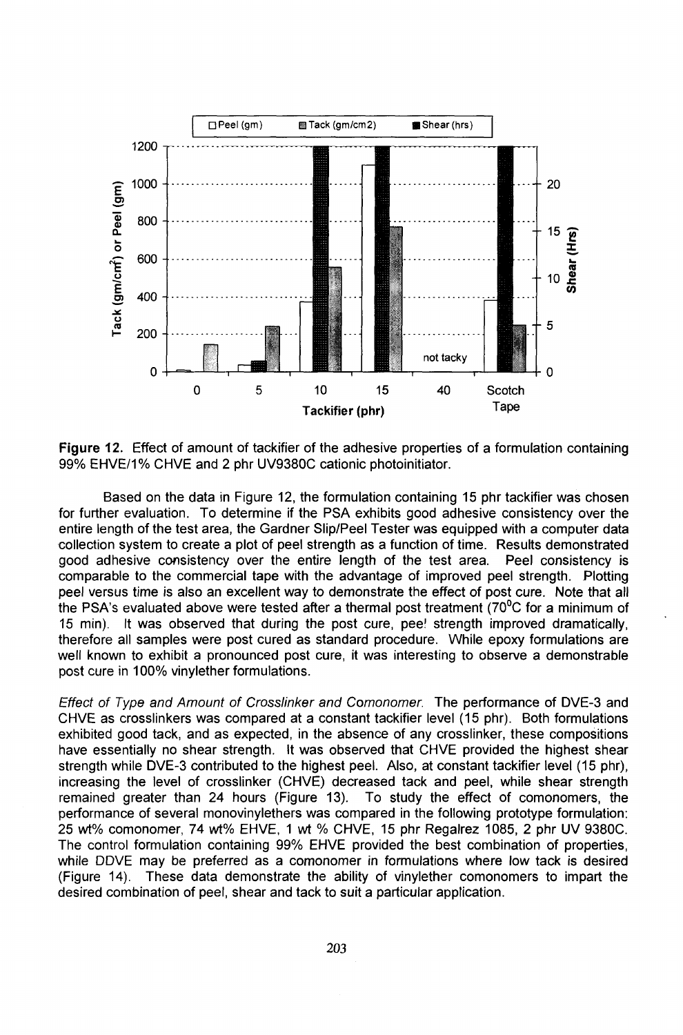**Figure 12.** Effect of amount of tackifier of the adhesive properties of a formulation containing 99% EHVE/1% CHVE and 2 phr UV9380C cationic photoinitiator.

Based on the data in Figure 12, the formulation containing 15 phr tackifier was chosen for further evaluation. To determine if the PSA exhibits good adhesive consistency over the entire length of the test area, the Gardner Slip/Peel Tester was equipped with a computer data collection system to create a plot of peel strength as a function of time. Results demonstrated good adhesive consistency over the entire length of the test area. Peel consistency is comparable to the commercial tape with the advantage of improved peel strength. Plotting peel versus time is also an excellent way to demonstrate the effect of post cure. Note that all the PSA's evaluated above were tested after a thermal post treatment (70$^{0}$C for a minimum of 15 min). It was observed that during the post cure, peel strength improved dramatically, therefore all samples were post cured as standard procedure. While epoxy formulations are well known to exhibit a pronounced post cure, it was interesting to observe a demonstrable post cure in 100% vinylether formulations.

*Effect of Type and Amount of Crosslinker and Comonomer.* The performance of DVE-3 and CHVE as crosslinkers was compared at a constant tackifier level (15 phr). Both formulations exhibited good tack, and as expected, in the absence of any crosslinker, these compositions have essentially no shear strength. It was observed that CHVE provided the highest shear strength while DVE-3 contributed to the highest peel. Also, at constant tackifier level (15 phr), increasing the level of crosslinker (CHVE) decreased tack and peel, while shear strength remained greater than 24 hours (Figure 13). To study the effect of comonomers, the performance of several monovinylethers was compared in the following prototype formulation: 25 wt% comonomer, 74 wt% EHVE, 1 wt % CHVE, 15 phr Regalrez 1085, 2 phr UV 9380C. The control formulation containing 99% EHVE provided the best combination of properties, while DDVE may be preferred as a comonomer in formulations where low tack is desired (Figure 14). These data demonstrate the ability of vinylether comonomers to impart the desired combination of peel, shear and tack to suit a particular application.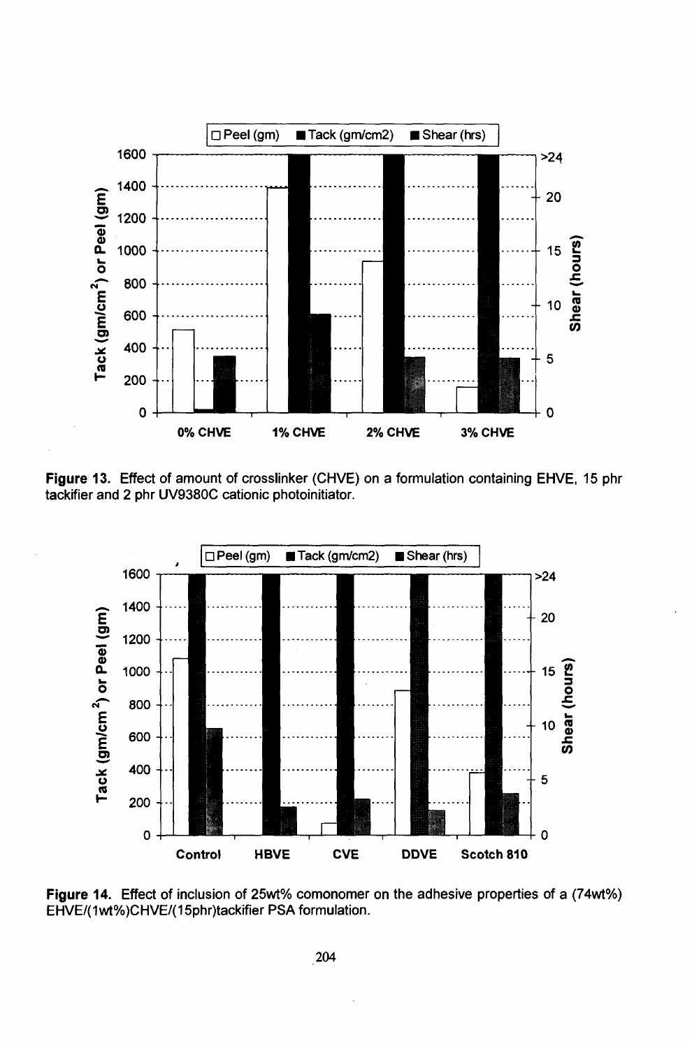Figure 13. Effect of amount of crosslinker (CHVE) on a formulation containing EHVE, 15 phr tackifier and 2 phr UV9380C cationic photoinitiator.

Figure 14. Effect of inclusion of 25wt% comonomer on the adhesive properties of a (74wt%) EHVE/(1wt%)CHVE/(15phr)tackifier PSA formulation.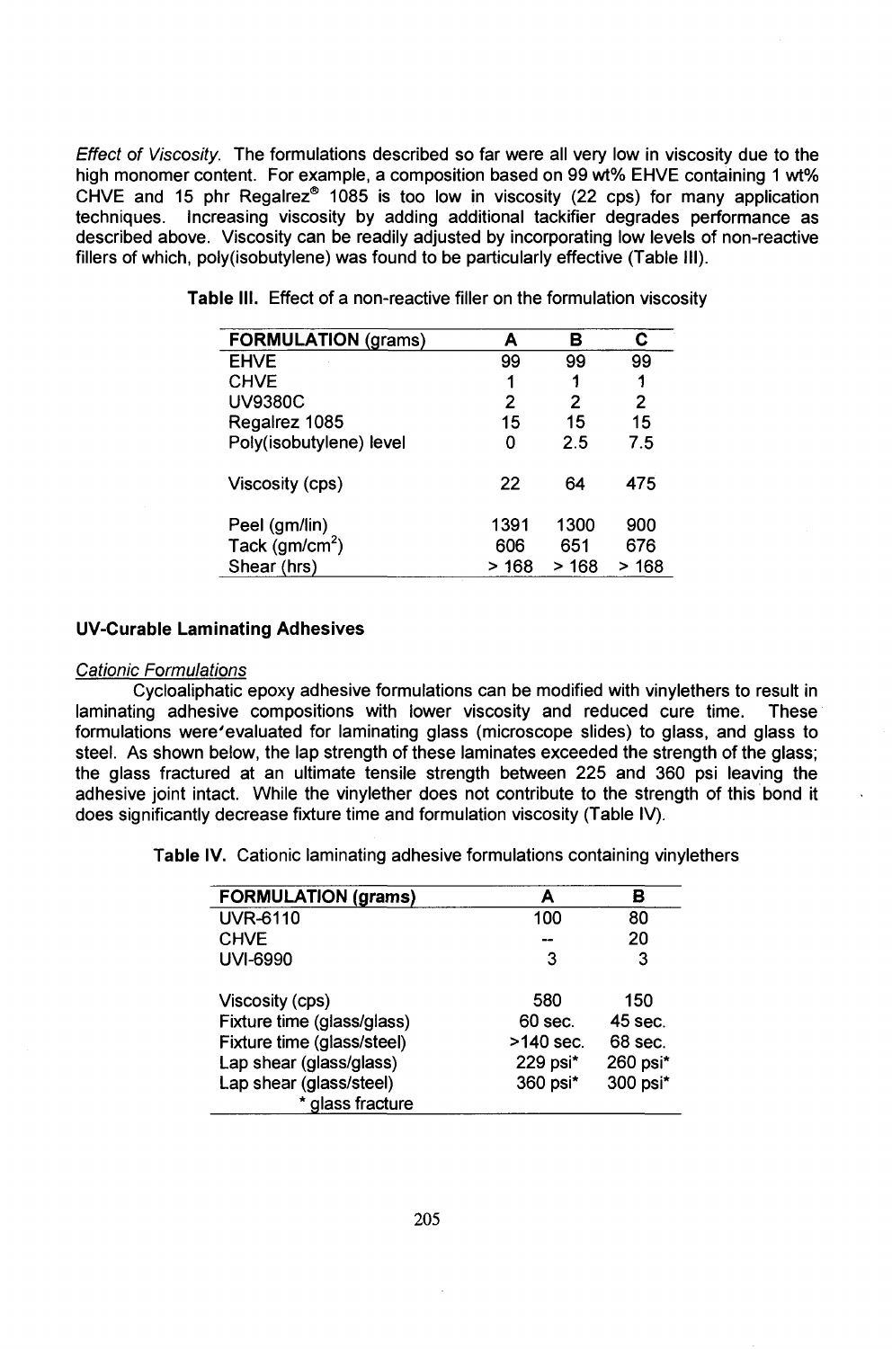*Effect of Viscosity.* The formulations described so far were all very low in viscosity due to the high monomer content. For example, a composition based on 99 wt% EHVE containing 1 wt% CHVE and 15 phr Regalrez® 1085 is too low in viscosity (22 cps) for many application techniques. Increasing viscosity by adding additional tackifier degrades performance as described above. Viscosity can be readily adjusted by incorporating low levels of non-reactive fillers of which, poly(isobutylene) was found to be particularly effective (Table III).

**Table III.** Effect of a non-reactive filler on the formulation viscosity

| FORMULATION (grams) | A | B | C |
|---|---|---|---|
| EHVE | 99 | 99 | 99 |
| CHVE | 1 | 1 | 1 |
| UV9380C | 2 | 2 | 2 |
| Regalrez 1085 | 15 | 15 | 15 |
| Poly(isobutylene) level | 0 | 2.5 | 7.5 |
| Viscosity (cps) | 22 | 64 | 475 |
| Peel (gm/lin) | 1391 | 1300 | 900 |
| Tack (gm/cm$^2$) | 606 | 651 | 676 |
| Shear (hrs) | > 168 | > 168 | > 168 |

## UV-Curable Laminating Adhesives

### *Cationic Formulations*

Cycloaliphatic epoxy adhesive formulations can be modified with vinylethers to result in laminating adhesive compositions with lower viscosity and reduced cure time. These formulations were evaluated for laminating glass (microscope slides) to glass, and glass to steel. As shown below, the lap strength of these laminates exceeded the strength of the glass; the glass fractured at an ultimate tensile strength between 225 and 360 psi leaving the adhesive joint intact. While the vinylether does not contribute to the strength of this bond it does significantly decrease fixture time and formulation viscosity (Table IV).

**Table IV.** Cationic laminating adhesive formulations containing vinylethers

| FORMULATION (grams) | A | B |
|---|---|---|
| UVR-6110 | 100 | 80 |
| CHVE | -- | 20 |
| UVI-6990 | 3 | 3 |
| Viscosity (cps) | 580 | 150 |
| Fixture time (glass/glass) | 60 sec. | 45 sec. |
| Fixture time (glass/steel) | >140 sec. | 68 sec. |
| Lap shear (glass/glass) | 229 psi* | 260 psi* |
| Lap shear (glass/steel) | 360 psi* | 300 psi* |

\* glass fracture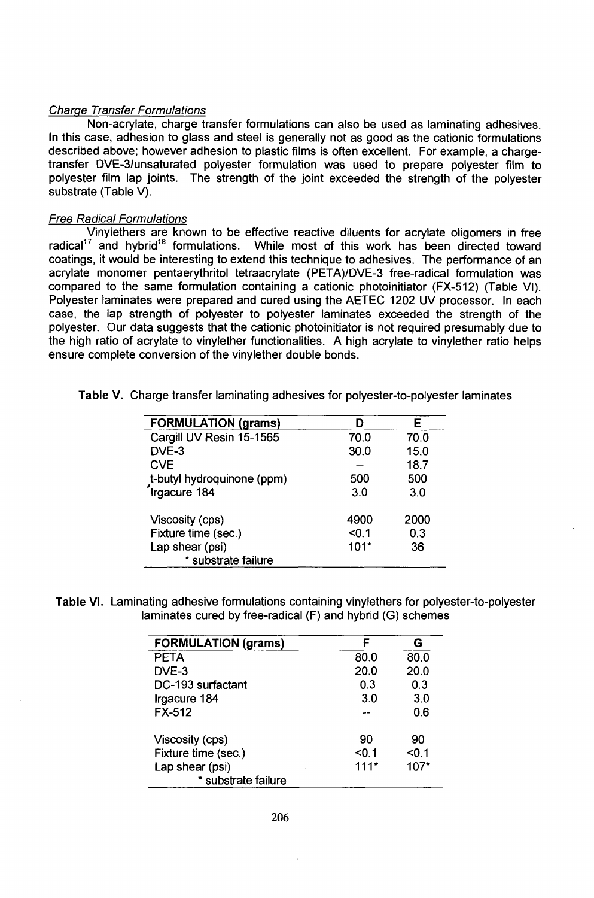*Charge Transfer Formulations*

Non-acrylate, charge transfer formulations can also be used as laminating adhesives. In this case, adhesion to glass and steel is generally not as good as the cationic formulations described above; however adhesion to plastic films is often excellent. For example, a charge-transfer DVE-3/unsaturated polyester formulation was used to prepare polyester film to polyester film lap joints. The strength of the joint exceeded the strength of the polyester substrate (Table V).

*Free Radical Formulations*

Vinylethers are known to be effective reactive diluents for acrylate oligomers in free radical[17] and hybrid[18] formulations. While most of this work has been directed toward coatings, it would be interesting to extend this technique to adhesives. The performance of an acrylate monomer pentaerythritol tetraacrylate (PETA)/DVE-3 free-radical formulation was compared to the same formulation containing a cationic photoinitiator (FX-512) (Table VI). Polyester laminates were prepared and cured using the AETEC 1202 UV processor. In each case, the lap strength of polyester to polyester laminates exceeded the strength of the polyester. Our data suggests that the cationic photoinitiator is not required presumably due to the high ratio of acrylate to vinylether functionalities. A high acrylate to vinylether ratio helps ensure complete conversion of the vinylether double bonds.

**Table V.** Charge transfer laminating adhesives for polyester-to-polyester laminates

| FORMULATION (grams) | D | E |
|---|---|---|
| Cargill UV Resin 15-1565 | 70.0 | 70.0 |
| DVE-3 | 30.0 | 15.0 |
| CVE | -- | 18.7 |
| t-butyl hydroquinone (ppm) | 500 | 500 |
| Irgacure 184 | 3.0 | 3.0 |
| Viscosity (cps) | 4900 | 2000 |
| Fixture time (sec.) | <0.1 | 0.3 |
| Lap shear (psi) | 101* | 36 |
| * substrate failure | | |

**Table VI.** Laminating adhesive formulations containing vinylethers for polyester-to-polyester laminates cured by free-radical (F) and hybrid (G) schemes

| FORMULATION (grams) | F | G |
|---|---|---|
| PETA | 80.0 | 80.0 |
| DVE-3 | 20.0 | 20.0 |
| DC-193 surfactant | 0.3 | 0.3 |
| Irgacure 184 | 3.0 | 3.0 |
| FX-512 | -- | 0.6 |
| Viscosity (cps) | 90 | 90 |
| Fixture time (sec.) | <0.1 | <0.1 |
| Lap shear (psi) | 111* | 107* |
| * substrate failure | | |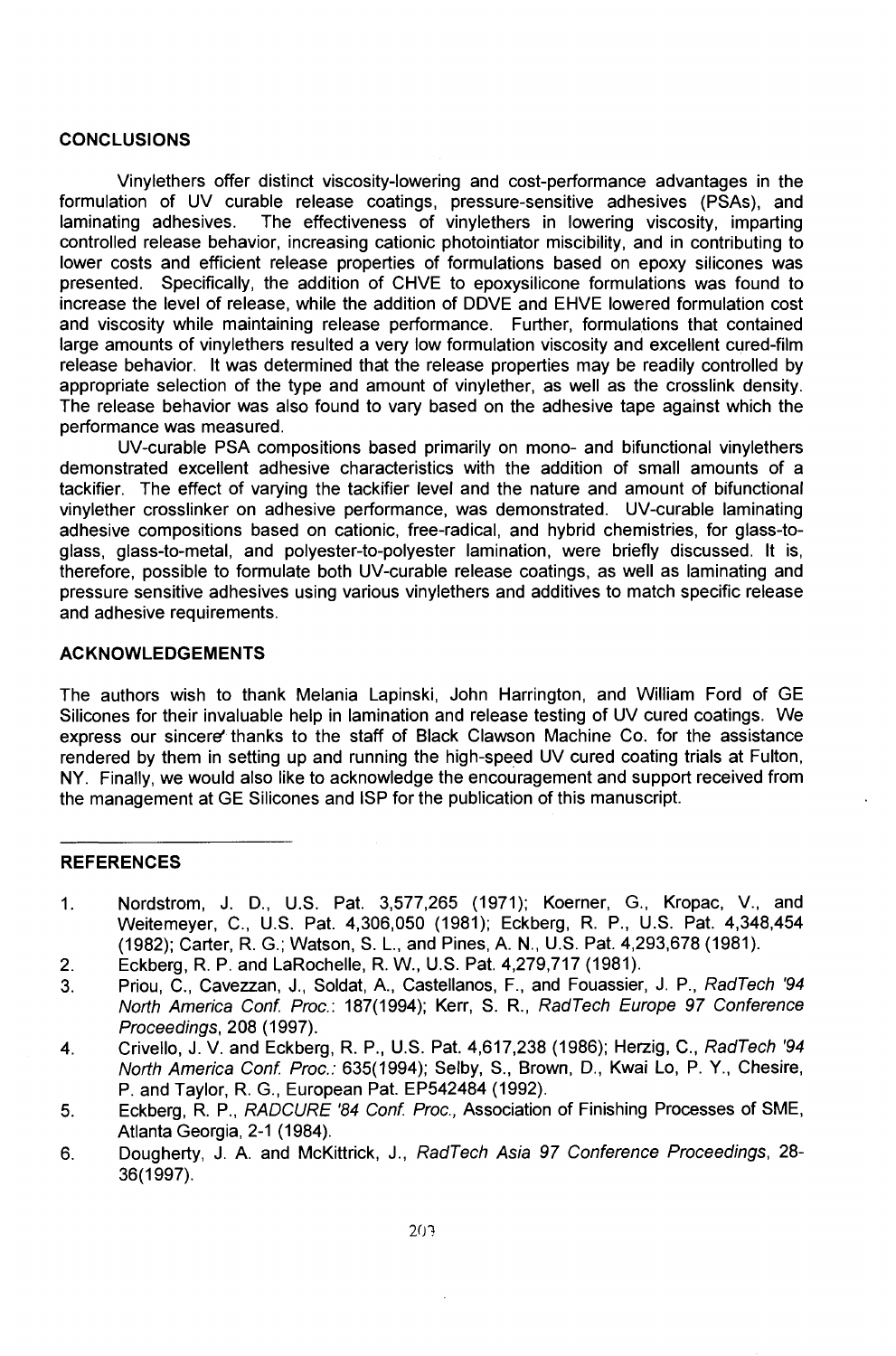## CONCLUSIONS

Vinylethers offer distinct viscosity-lowering and cost-performance advantages in the formulation of UV curable release coatings, pressure-sensitive adhesives (PSAs), and laminating adhesives. The effectiveness of vinylethers in lowering viscosity, imparting controlled release behavior, increasing cationic photointiator miscibility, and in contributing to lower costs and efficient release properties of formulations based on epoxy silicones was presented. Specifically, the addition of CHVE to epoxysilicone formulations was found to increase the level of release, while the addition of DDVE and EHVE lowered formulation cost and viscosity while maintaining release performance. Further, formulations that contained large amounts of vinylethers resulted a very low formulation viscosity and excellent cured-film release behavior. It was determined that the release properties may be readily controlled by appropriate selection of the type and amount of vinylether, as well as the crosslink density. The release behavior was also found to vary based on the adhesive tape against which the performance was measured.

UV-curable PSA compositions based primarily on mono- and bifunctional vinylethers demonstrated excellent adhesive characteristics with the addition of small amounts of a tackifier. The effect of varying the tackifier level and the nature and amount of bifunctional vinylether crosslinker on adhesive performance, was demonstrated. UV-curable laminating adhesive compositions based on cationic, free-radical, and hybrid chemistries, for glass-to-glass, glass-to-metal, and polyester-to-polyester lamination, were briefly discussed. It is, therefore, possible to formulate both UV-curable release coatings, as well as laminating and pressure sensitive adhesives using various vinylethers and additives to match specific release and adhesive requirements.

## ACKNOWLEDGEMENTS

The authors wish to thank Melania Lapinski, John Harrington, and William Ford of GE Silicones for their invaluable help in lamination and release testing of UV cured coatings. We express our sincere thanks to the staff of Black Clawson Machine Co. for the assistance rendered by them in setting up and running the high-speed UV cured coating trials at Fulton, NY. Finally, we would also like to acknowledge the encouragement and support received from the management at GE Silicones and ISP for the publication of this manuscript.

## REFERENCES

1. Nordstrom, J. D., U.S. Pat. 3,577,265 (1971); Koerner, G., Kropac, V., and Weitemeyer, C., U.S. Pat. 4,306,050 (1981); Eckberg, R. P., U.S. Pat. 4,348,454 (1982); Carter, R. G.; Watson, S. L., and Pines, A. N., U.S. Pat. 4,293,678 (1981).
2. Eckberg, R. P. and LaRochelle, R. W., U.S. Pat. 4,279,717 (1981).
3. Priou, C., Cavezzan, J., Soldat, A., Castellanos, F., and Fouassier, J. P., *RadTech '94 North America Conf. Proc.*: 187(1994); Kerr, S. R., *RadTech Europe 97 Conference Proceedings*, 208 (1997).
4. Crivello, J. V. and Eckberg, R. P., U.S. Pat. 4,617,238 (1986); Herzig, C., *RadTech '94 North America Conf. Proc.*: 635(1994); Selby, S., Brown, D., Kwai Lo, P. Y., Chesire, P. and Taylor, R. G., European Pat. EP542484 (1992).
5. Eckberg, R. P., *RADCURE '84 Conf. Proc.*, Association of Finishing Processes of SME, Atlanta Georgia, 2-1 (1984).
6. Dougherty, J. A. and McKittrick, J., *RadTech Asia 97 Conference Proceedings*, 28-36(1997).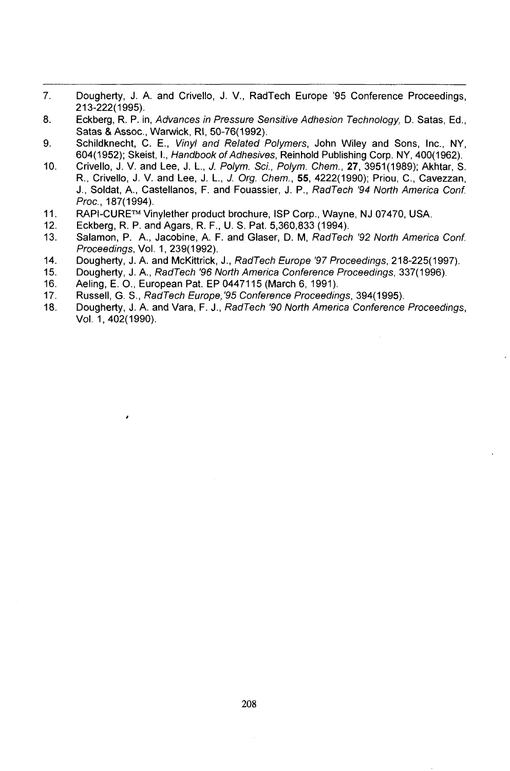7. Dougherty, J. A. and Crivello, J. V., RadTech Europe '95 Conference Proceedings, 213-222(1995).
8. Eckberg, R. P. in, *Advances in Pressure Sensitive Adhesion Technology,* D. Satas, Ed., Satas & Assoc., Warwick, RI, 50-76(1992).
9. Schildknecht, C. E., *Vinyl and Related Polymers*, John Wiley and Sons, Inc., NY, 604(1952); Skeist, I., *Handbook of Adhesives*, Reinhold Publishing Corp. NY, 400(1962).
10. Crivello, J. V. and Lee, J. L., *J. Polym. Sci., Polym. Chem.*, **27**, 3951(1989); Akhtar, S. R., Crivello, J. V. and Lee, J. L., *J. Org. Chem.*, **55**, 4222(1990); Priou, C., Cavezzan, J., Soldat, A., Castellanos, F. and Fouassier, J. P., *RadTech '94 North America Conf. Proc.*, 187(1994).
11. RAPI-CURE™ Vinylether product brochure, ISP Corp., Wayne, NJ 07470, USA.
12. Eckberg, R. P. and Agars, R. F., U. S. Pat. 5,360,833 (1994).
13. Salamon, P. A., Jacobine, A. F. and Glaser, D. M, *RadTech '92 North America Conf. Proceedings*, Vol. 1, 239(1992).
14. Dougherty, J. A. and McKittrick, J., *RadTech Europe '97 Proceedings*, 218-225(1997).
15. Dougherty, J. A., *RadTech '96 North America Conference Proceedings*, 337(1996).
16. Aeling, E. O., European Pat. EP 0447115 (March 6, 1991).
17. Russell, G. S., *RadTech Europe,'95 Conference Proceedings*, 394(1995).
18. Dougherty, J. A. and Vara, F. J., *RadTech '90 North America Conference Proceedings*, Vol. 1, 402(1990).